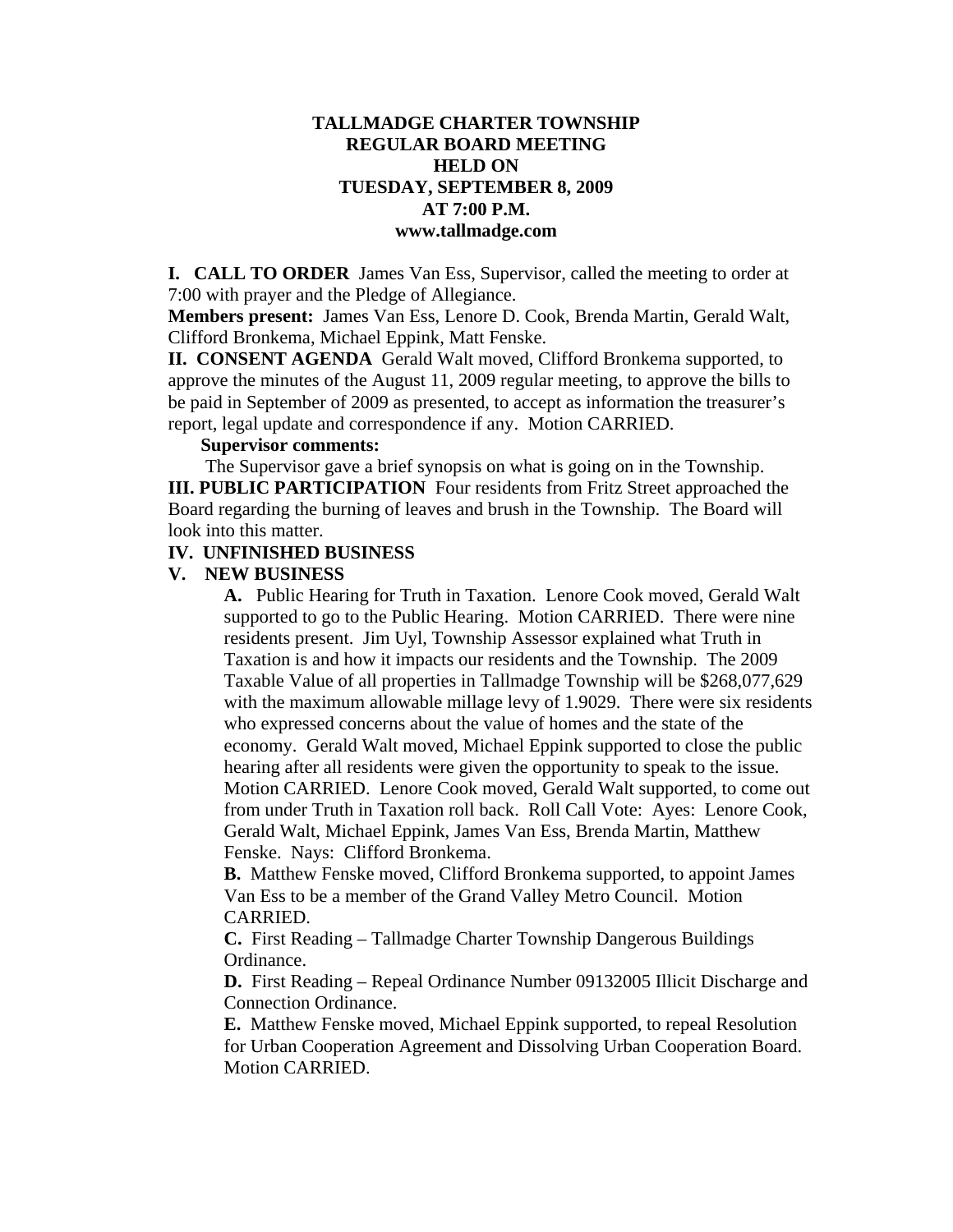# TALLMADGE CHARTER TOWNSHIP
## REGULAR BOARD MEETING
## HELD ON
## TUESDAY, SEPTEMBER 8, 2009
## AT 7:00 P.M.
## www.tallmadge.com

**I. CALL TO ORDER** James Van Ess, Supervisor, called the meeting to order at 7:00 with prayer and the Pledge of Allegiance.

**Members present:** James Van Ess, Lenore D. Cook, Brenda Martin, Gerald Walt, Clifford Bronkema, Michael Eppink, Matt Fenske.

**II. CONSENT AGENDA** Gerald Walt moved, Clifford Bronkema supported, to approve the minutes of the August 11, 2009 regular meeting, to approve the bills to be paid in September of 2009 as presented, to accept as information the treasurer's report, legal update and correspondence if any. Motion CARRIED.

**Supervisor comments:**

The Supervisor gave a brief synopsis on what is going on in the Township.

**III. PUBLIC PARTICIPATION** Four residents from Fritz Street approached the Board regarding the burning of leaves and brush in the Township. The Board will look into this matter.

**IV. UNFINISHED BUSINESS**

**V. NEW BUSINESS**

**A.** Public Hearing for Truth in Taxation. Lenore Cook moved, Gerald Walt supported to go to the Public Hearing. Motion CARRIED. There were nine residents present. Jim Uyl, Township Assessor explained what Truth in Taxation is and how it impacts our residents and the Township. The 2009 Taxable Value of all properties in Tallmadge Township will be $268,077,629 with the maximum allowable millage levy of 1.9029. There were six residents who expressed concerns about the value of homes and the state of the economy. Gerald Walt moved, Michael Eppink supported to close the public hearing after all residents were given the opportunity to speak to the issue. Motion CARRIED. Lenore Cook moved, Gerald Walt supported, to come out from under Truth in Taxation roll back. Roll Call Vote: Ayes: Lenore Cook, Gerald Walt, Michael Eppink, James Van Ess, Brenda Martin, Matthew Fenske. Nays: Clifford Bronkema.

**B.** Matthew Fenske moved, Clifford Bronkema supported, to appoint James Van Ess to be a member of the Grand Valley Metro Council. Motion CARRIED.

**C.** First Reading – Tallmadge Charter Township Dangerous Buildings Ordinance.

**D.** First Reading – Repeal Ordinance Number 09132005 Illicit Discharge and Connection Ordinance.

**E.** Matthew Fenske moved, Michael Eppink supported, to repeal Resolution for Urban Cooperation Agreement and Dissolving Urban Cooperation Board. Motion CARRIED.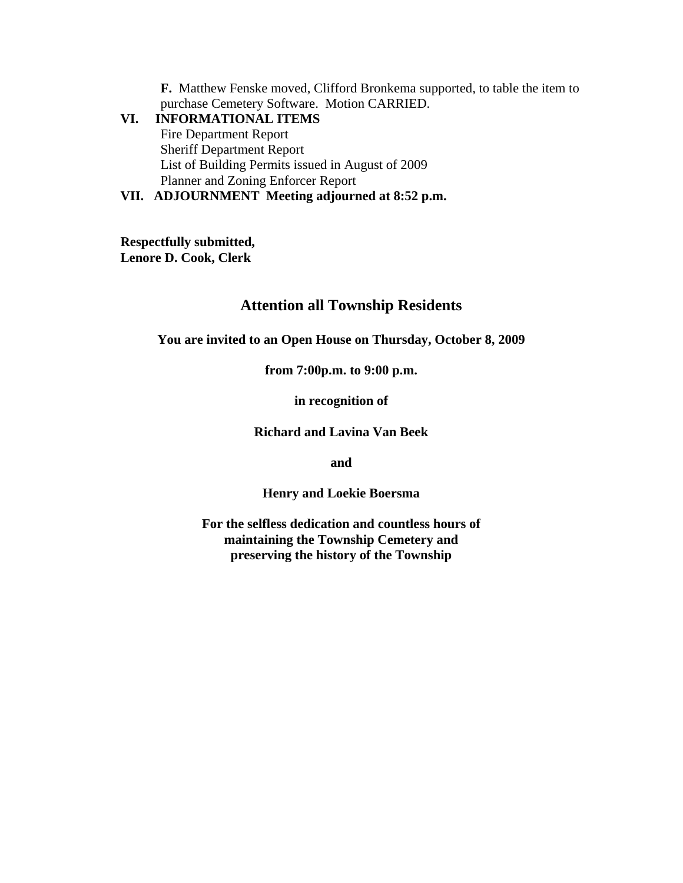**F.** Matthew Fenske moved, Clifford Bronkema supported, to table the item to purchase Cemetery Software. Motion CARRIED.

**VI. INFORMATIONAL ITEMS**

Fire Department Report
Sheriff Department Report
List of Building Permits issued in August of 2009
Planner and Zoning Enforcer Report

**VII. ADJOURNMENT Meeting adjourned at 8:52 p.m.**

**Respectfully submitted,**
**Lenore D. Cook, Clerk**

## Attention all Township Residents

**You are invited to an Open House on Thursday, October 8, 2009**

**from 7:00p.m. to 9:00 p.m.**

**in recognition of**

**Richard and Lavina Van Beek**

**and**

**Henry and Loekie Boersma**

**For the selfless dedication and countless hours of maintaining the Township Cemetery and preserving the history of the Township**